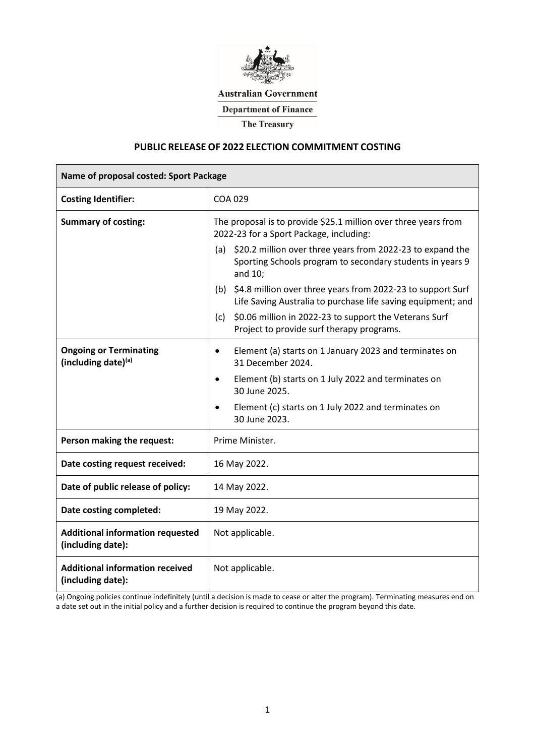Australian Government

Department of Finance

The Treasury

## PUBLIC RELEASE OF 2022 ELECTION COMMITMENT COSTING

| **Name of proposal costed: Sport Package** | |
|---|---|
| **Costing Identifier:** | COA 029 |
| **Summary of costing:** | The proposal is to provide \$25.1 million over three years from 2022-23 for a Sport Package, including: (a) \$20.2 million over three years from 2022-23 to expand the Sporting Schools program to secondary students in years 9 and 10; (b) \$4.8 million over three years from 2022-23 to support Surf Life Saving Australia to purchase life saving equipment; and (c) \$0.06 million in 2022-23 to support the Veterans Surf Project to provide surf therapy programs. |
| **Ongoing or Terminating (including date)[(a)]** | • Element (a) starts on 1 January 2023 and terminates on 31 December 2024. • Element (b) starts on 1 July 2022 and terminates on 30 June 2025. • Element (c) starts on 1 July 2022 and terminates on 30 June 2023. |
| **Person making the request:** | Prime Minister. |
| **Date costing request received:** | 16 May 2022. |
| **Date of public release of policy:** | 14 May 2022. |
| **Date costing completed:** | 19 May 2022. |
| **Additional information requested (including date):** | Not applicable. |
| **Additional information received (including date):** | Not applicable. |

(a) Ongoing policies continue indefinitely (until a decision is made to cease or alter the program). Terminating measures end on a date set out in the initial policy and a further decision is required to continue the program beyond this date.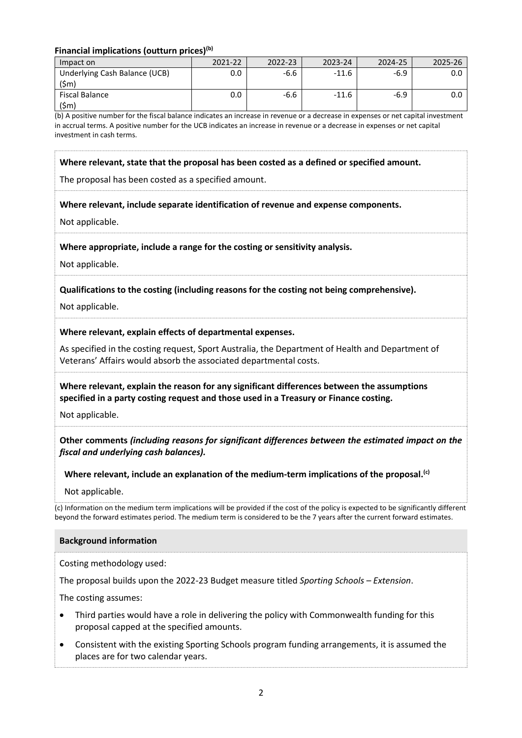**Financial implications (outturn prices)[(b)]**

| Impact on | 2021-22 | 2022-23 | 2023-24 | 2024-25 | 2025-26 |
|---|---|---|---|---|---|
| Underlying Cash Balance (UCB) ($m) | 0.0 | -6.6 | -11.6 | -6.9 | 0.0 |
| Fiscal Balance ($m) | 0.0 | -6.6 | -11.6 | -6.9 | 0.0 |

(b) A positive number for the fiscal balance indicates an increase in revenue or a decrease in expenses or net capital investment in accrual terms. A positive number for the UCB indicates an increase in revenue or a decrease in expenses or net capital investment in cash terms.

**Where relevant, state that the proposal has been costed as a defined or specified amount.**

The proposal has been costed as a specified amount.

**Where relevant, include separate identification of revenue and expense components.**

Not applicable.

**Where appropriate, include a range for the costing or sensitivity analysis.**

Not applicable.

**Qualifications to the costing (including reasons for the costing not being comprehensive).**

Not applicable.

**Where relevant, explain effects of departmental expenses.**

As specified in the costing request, Sport Australia, the Department of Health and Department of Veterans' Affairs would absorb the associated departmental costs.

**Where relevant, explain the reason for any significant differences between the assumptions specified in a party costing request and those used in a Treasury or Finance costing.**

Not applicable.

**Other comments *(including reasons for significant differences between the estimated impact on the fiscal and underlying cash balances).***

**Where relevant, include an explanation of the medium-term implications of the proposal.[(c)]**

Not applicable.

(c) Information on the medium term implications will be provided if the cost of the policy is expected to be significantly different beyond the forward estimates period. The medium term is considered to be the 7 years after the current forward estimates.

**Background information**

Costing methodology used:

The proposal builds upon the 2022-23 Budget measure titled *Sporting Schools – Extension*.

The costing assumes:

- Third parties would have a role in delivering the policy with Commonwealth funding for this proposal capped at the specified amounts.
- Consistent with the existing Sporting Schools program funding arrangements, it is assumed the places are for two calendar years.